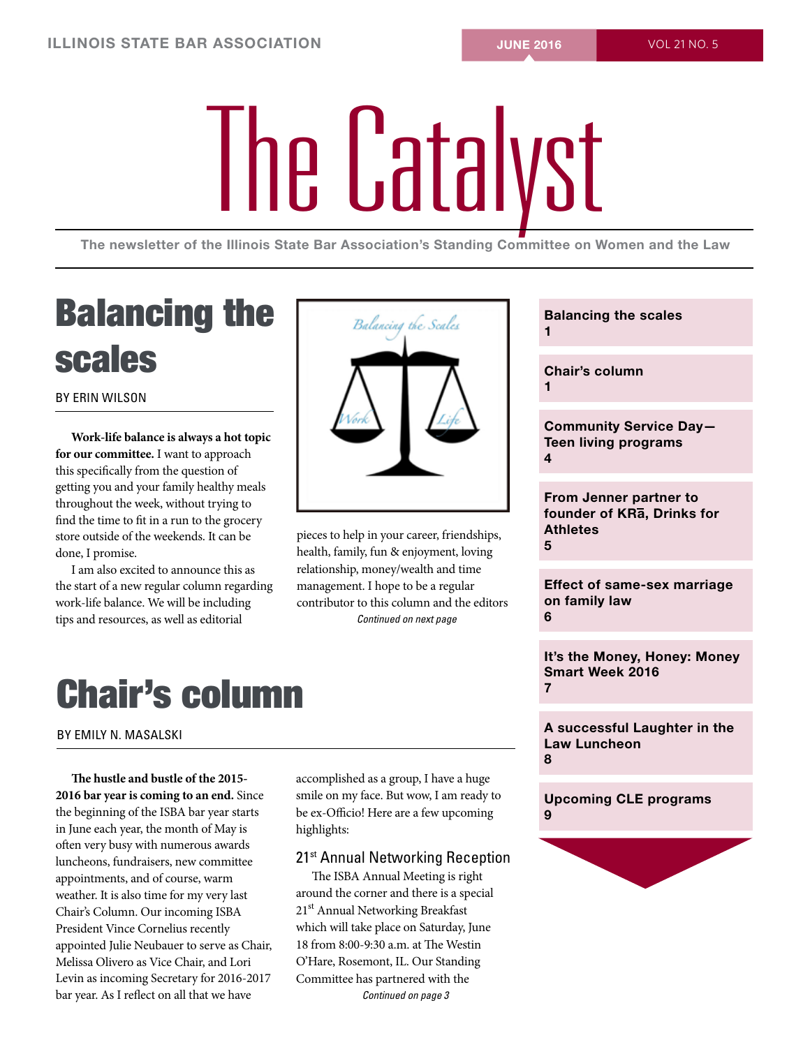# The Catalyst

The newsletter of the Illinois State Bar Association's Standing Committee on Women and the Law

## Balancing the scales

BY ERIN WILSON

**Work-life balance is always a hot topic for our committee.** I want to approach this specifically from the question of getting you and your family healthy meals throughout the week, without trying to find the time to fit in a run to the grocery store outside of the weekends. It can be done, I promise.

I am also excited to announce this as the start of a new regular column regarding work-life balance. We will be including tips and resources, as well as editorial pieces to help in your career, friendships, health, family, fun & enjoyment, loving relationship, money/wealth and time management. I hope to be a regular contributor to this column and the editors

*Continued on next page*

## Chair's column

BY EMILY N. MASALSKI

**The hustle and bustle of the 2015-2016 bar year is coming to an end.** Since the beginning of the ISBA bar year starts in June each year, the month of May is often very busy with numerous awards luncheons, fundraisers, new committee appointments, and of course, warm weather. It is also time for my very last Chair's Column. Our incoming ISBA President Vince Cornelius recently appointed Julie Neubauer to serve as Chair, Melissa Olivero as Vice Chair, and Lori Levin as incoming Secretary for 2016-2017 bar year. As I reflect on all that we have accomplished as a group, I have a huge smile on my face. But wow, I am ready to be ex-Officio! Here are a few upcoming highlights:

### 21st Annual Networking Reception

The ISBA Annual Meeting is right around the corner and there is a special 21st Annual Networking Breakfast which will take place on Saturday, June 18 from 8:00-9:30 a.m. at The Westin O'Hare, Rosemont, IL. Our Standing Committee has partnered with the

*Continued on page 3*

---

- Balancing the scales — 1
- Chair's column — 1
- Community Service Day—Teen living programs — 4
- From Jenner partner to founder of KRā, Drinks for Athletes — 5
- Effect of same-sex marriage on family law — 6
- It's the Money, Honey: Money Smart Week 2016 — 7
- A successful Laughter in the Law Luncheon — 8
- Upcoming CLE programs — 9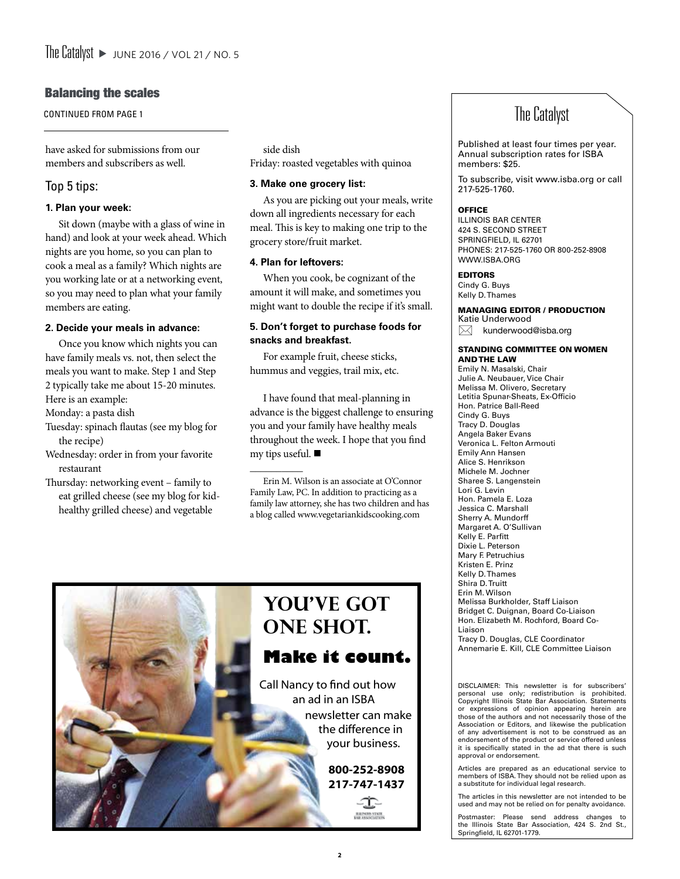## Balancing the scales

CONTINUED FROM PAGE 1

have asked for submissions from our members and subscribers as well.

### Top 5 tips:

**1. Plan your week:**

Sit down (maybe with a glass of wine in hand) and look at your week ahead. Which nights are you home, so you can plan to cook a meal as a family? Which nights are you working late or at a networking event, so you may need to plan what your family members are eating.

**2. Decide your meals in advance:**

Once you know which nights you can have family meals vs. not, then select the meals you want to make. Step 1 and Step 2 typically take me about 15-20 minutes. Here is an example:

Monday: a pasta dish

Tuesday: spinach flautas (see my blog for the recipe)

Wednesday: order in from your favorite restaurant

Thursday: networking event – family to eat grilled cheese (see my blog for kid-healthy grilled cheese) and vegetable side dish

Friday: roasted vegetables with quinoa

**3. Make one grocery list:**

As you are picking out your meals, write down all ingredients necessary for each meal. This is key to making one trip to the grocery store/fruit market.

**4. Plan for leftovers:**

When you cook, be cognizant of the amount it will make, and sometimes you might want to double the recipe if it's small.

**5. Don't forget to purchase foods for snacks and breakfast.**

For example fruit, cheese sticks, hummus and veggies, trail mix, etc.

I have found that meal-planning in advance is the biggest challenge to ensuring you and your family have healthy meals throughout the week. I hope that you find my tips useful. ■

---

Erin M. Wilson is an associate at O'Connor Family Law, PC. In addition to practicing as a family law attorney, she has two children and has a blog called www.vegetariankidscooking.com

**YOU'VE GOT ONE SHOT.**

**Make it count.**

Call Nancy to find out how an ad in an ISBA newsletter can make the difference in your business.

**800-252-8908**
**217-747-1437**

ILLINOIS STATE BAR ASSOCIATION

## The Catalyst

Published at least four times per year. Annual subscription rates for ISBA members: $25.

To subscribe, visit www.isba.org or call 217-525-1760.

**OFFICE**

ILLINOIS BAR CENTER
424 S. SECOND STREET
SPRINGFIELD, IL 62701
PHONES: 217-525-1760 OR 800-252-8908
WWW.ISBA.ORG

**EDITORS**

Cindy G. Buys
Kelly D. Thames

**MANAGING EDITOR / PRODUCTION**

Katie Underwood
kunderwood@isba.org

**STANDING COMMITTEE ON WOMEN AND THE LAW**

Emily N. Masalski, Chair
Julie A. Neubauer, Vice Chair
Melissa M. Olivero, Secretary
Letitia Spunar-Sheats, Ex-Officio
Hon. Patrice Ball-Reed
Cindy G. Buys
Tracy D. Douglas
Angela Baker Evans
Veronica L. Felton Armouti
Emily Ann Hansen
Alice S. Henrikson
Michele M. Jochner
Sharee S. Langenstein
Lori G. Levin
Hon. Pamela E. Loza
Jessica C. Marshall
Sherry A. Mundorff
Margaret A. O'Sullivan
Kelly E. Parfitt
Dixie L. Peterson
Mary F. Petruchius
Kristen E. Prinz
Kelly D. Thames
Shira D. Truitt
Erin M. Wilson
Melissa Burkholder, Staff Liaison
Bridget C. Duignan, Board Co-Liaison
Hon. Elizabeth M. Rochford, Board Co-Liaison
Tracy D. Douglas, CLE Coordinator
Annemarie E. Kill, CLE Committee Liaison

DISCLAIMER: This newsletter is for subscribers' personal use only; redistribution is prohibited. Copyright Illinois State Bar Association. Statements or expressions of opinion appearing herein are those of the authors and not necessarily those of the Association or Editors, and likewise the publication of any advertisement is not to be construed as an endorsement of the product or service offered unless it is specifically stated in the ad that there is such approval or endorsement.

Articles are prepared as an educational service to members of ISBA. They should not be relied upon as a substitute for individual legal research.

The articles in this newsletter are not intended to be used and may not be relied on for penalty avoidance.

Postmaster: Please send address changes to the Illinois State Bar Association, 424 S. 2nd St., Springfield, IL 62701-1779.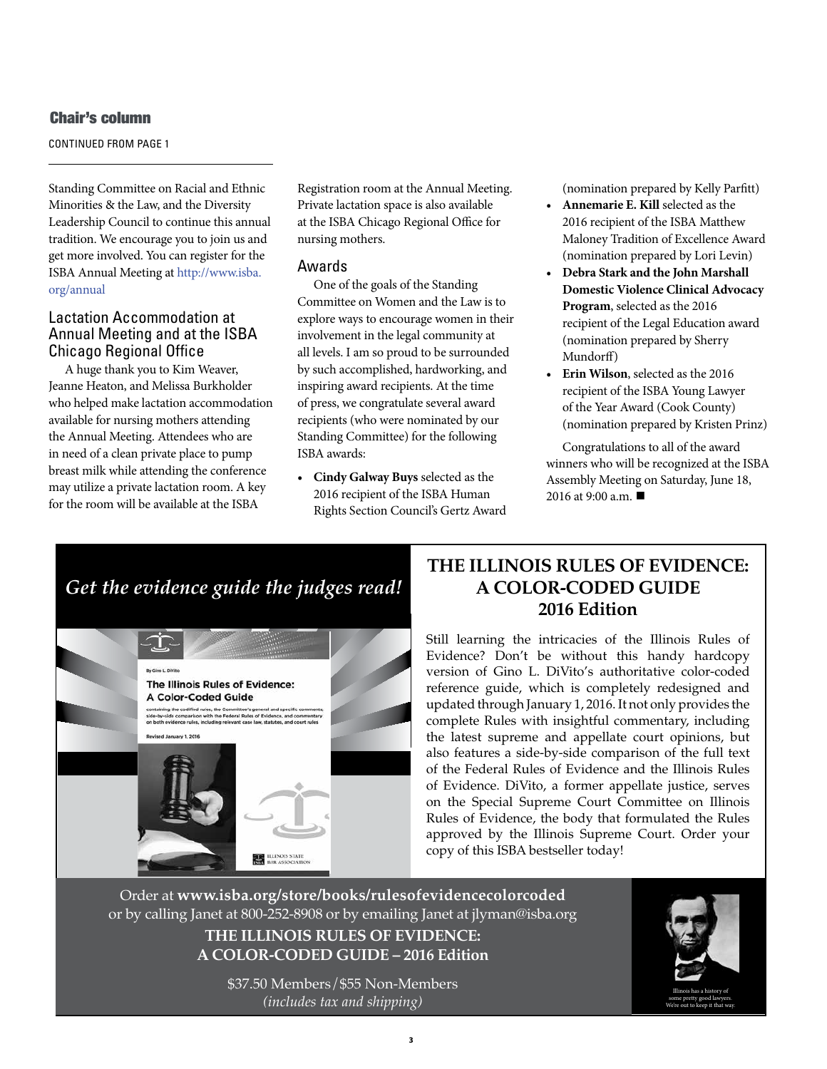## Chair's column

CONTINUED FROM PAGE 1

Standing Committee on Racial and Ethnic Minorities & the Law, and the Diversity Leadership Council to continue this annual tradition. We encourage you to join us and get more involved. You can register for the ISBA Annual Meeting at http://www.isba.org/annual

### Lactation Accommodation at Annual Meeting and at the ISBA Chicago Regional Office

A huge thank you to Kim Weaver, Jeanne Heaton, and Melissa Burkholder who helped make lactation accommodation available for nursing mothers attending the Annual Meeting. Attendees who are in need of a clean private place to pump breast milk while attending the conference may utilize a private lactation room. A key for the room will be available at the ISBA Registration room at the Annual Meeting. Private lactation space is also available at the ISBA Chicago Regional Office for nursing mothers.

### Awards

One of the goals of the Standing Committee on Women and the Law is to explore ways to encourage women in their involvement in the legal community at all levels. I am so proud to be surrounded by such accomplished, hardworking, and inspiring award recipients. At the time of press, we congratulate several award recipients (who were nominated by our Standing Committee) for the following ISBA awards:

- **Cindy Galway Buys** selected as the 2016 recipient of the ISBA Human Rights Section Council's Gertz Award (nomination prepared by Kelly Parfitt)
- **Annemarie E. Kill** selected as the 2016 recipient of the ISBA Matthew Maloney Tradition of Excellence Award (nomination prepared by Lori Levin)
- **Debra Stark and the John Marshall Domestic Violence Clinical Advocacy Program**, selected as the 2016 recipient of the Legal Education award (nomination prepared by Sherry Mundorff)
- **Erin Wilson**, selected as the 2016 recipient of the ISBA Young Lawyer of the Year Award (Cook County) (nomination prepared by Kristen Prinz)

Congratulations to all of the award winners who will be recognized at the ISBA Assembly Meeting on Saturday, June 18, 2016 at 9:00 a.m. ■

*Get the evidence guide the judges read!*

## THE ILLINOIS RULES OF EVIDENCE: A COLOR-CODED GUIDE 2016 Edition

Still learning the intricacies of the Illinois Rules of Evidence? Don't be without this handy hardcopy version of Gino L. DiVito's authoritative color-coded reference guide, which is completely redesigned and updated through January 1, 2016. It not only provides the complete Rules with insightful commentary, including the latest supreme and appellate court opinions, but also features a side-by-side comparison of the full text of the Federal Rules of Evidence and the Illinois Rules of Evidence. DiVito, a former appellate justice, serves on the Special Supreme Court Committee on Illinois Rules of Evidence, the body that formulated the Rules approved by the Illinois Supreme Court. Order your copy of this ISBA bestseller today!

Order at **www.isba.org/store/books/rulesofevidencecolorcoded** or by calling Janet at 800-252-8908 or by emailing Janet at jlyman@isba.org

**THE ILLINOIS RULES OF EVIDENCE: A COLOR-CODED GUIDE – 2016 Edition**

$37.50 Members/$55 Non-Members
*(includes tax and shipping)*

Illinois has a history of some pretty good lawyers. We're out to keep it that way.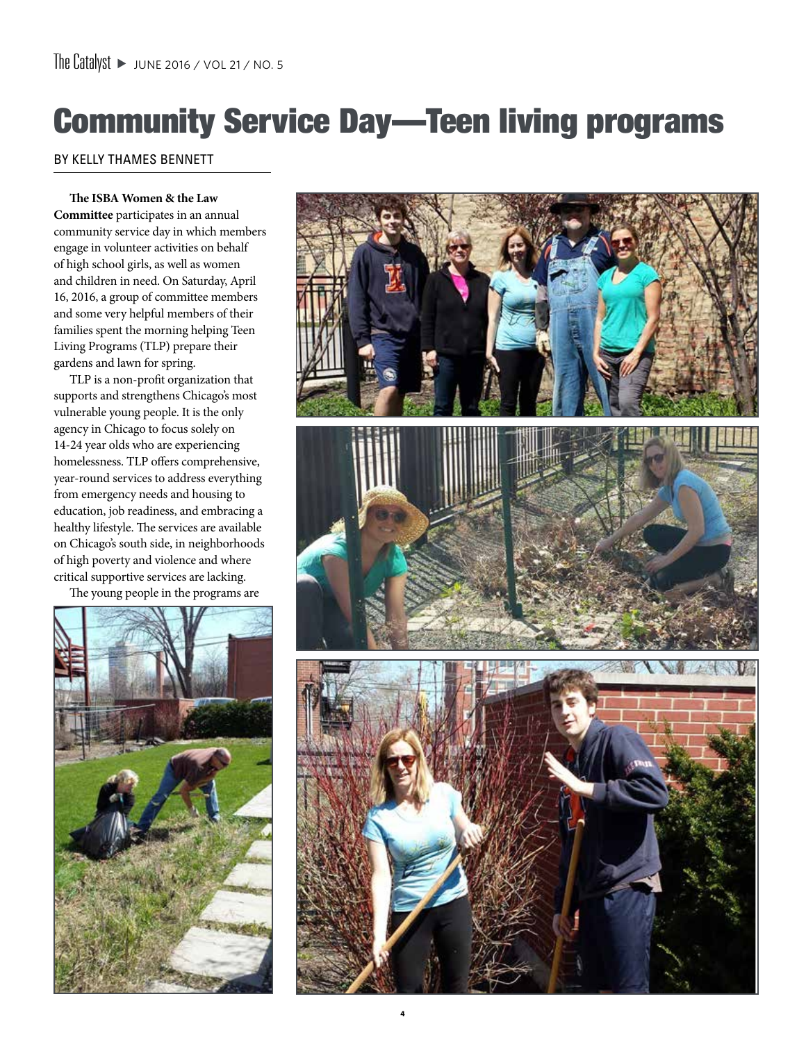# Community Service Day—Teen living programs

BY KELLY THAMES BENNETT

**The ISBA Women & the Law Committee** participates in an annual community service day in which members engage in volunteer activities on behalf of high school girls, as well as women and children in need. On Saturday, April 16, 2016, a group of committee members and some very helpful members of their families spent the morning helping Teen Living Programs (TLP) prepare their gardens and lawn for spring.

TLP is a non-profit organization that supports and strengthens Chicago's most vulnerable young people. It is the only agency in Chicago to focus solely on 14-24 year olds who are experiencing homelessness. TLP offers comprehensive, year-round services to address everything from emergency needs and housing to education, job readiness, and embracing a healthy lifestyle. The services are available on Chicago's south side, in neighborhoods of high poverty and violence and where critical supportive services are lacking.

The young people in the programs are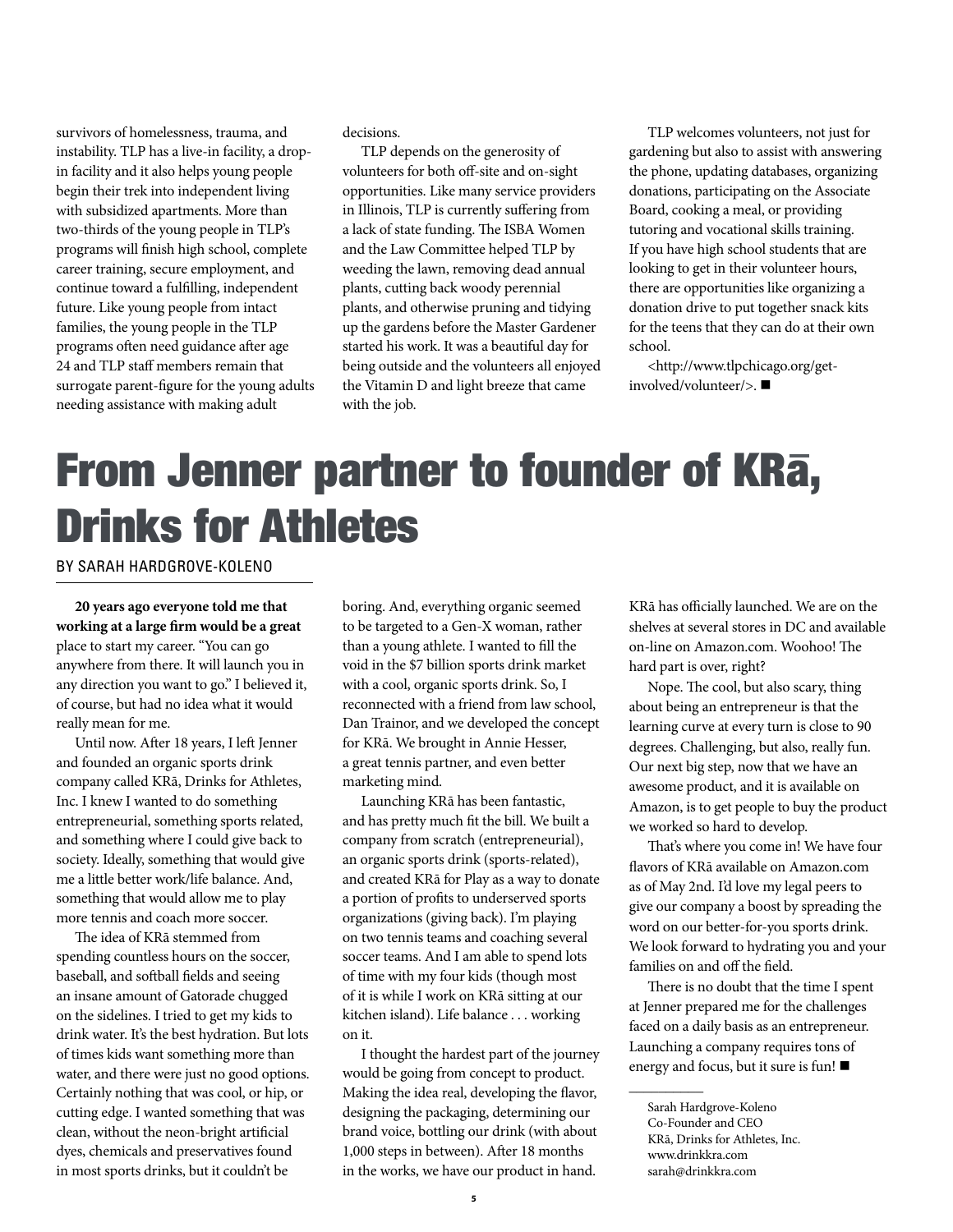survivors of homelessness, trauma, and instability. TLP has a live-in facility, a drop-in facility and it also helps young people begin their trek into independent living with subsidized apartments. More than two-thirds of the young people in TLP's programs will finish high school, complete career training, secure employment, and continue toward a fulfilling, independent future. Like young people from intact families, the young people in the TLP programs often need guidance after age 24 and TLP staff members remain that surrogate parent-figure for the young adults needing assistance with making adult decisions.

TLP depends on the generosity of volunteers for both off-site and on-sight opportunities. Like many service providers in Illinois, TLP is currently suffering from a lack of state funding. The ISBA Women and the Law Committee helped TLP by weeding the lawn, removing dead annual plants, cutting back woody perennial plants, and otherwise pruning and tidying up the gardens before the Master Gardener started his work. It was a beautiful day for being outside and the volunteers all enjoyed the Vitamin D and light breeze that came with the job.

TLP welcomes volunteers, not just for gardening but also to assist with answering the phone, updating databases, organizing donations, participating on the Associate Board, cooking a meal, or providing tutoring and vocational skills training. If you have high school students that are looking to get in their volunteer hours, there are opportunities like organizing a donation drive to put together snack kits for the teens that they can do at their own school.

<http://www.tlpchicago.org/get-involved/volunteer/>. ■

# From Jenner partner to founder of KRā, Drinks for Athletes

BY SARAH HARDGROVE-KOLENO

**20 years ago everyone told me that working at a large firm would be a great** place to start my career. "You can go anywhere from there. It will launch you in any direction you want to go." I believed it, of course, but had no idea what it would really mean for me.

Until now. After 18 years, I left Jenner and founded an organic sports drink company called KRā, Drinks for Athletes, Inc. I knew I wanted to do something entrepreneurial, something sports related, and something where I could give back to society. Ideally, something that would give me a little better work/life balance. And, something that would allow me to play more tennis and coach more soccer.

The idea of KRā stemmed from spending countless hours on the soccer, baseball, and softball fields and seeing an insane amount of Gatorade chugged on the sidelines. I tried to get my kids to drink water. It's the best hydration. But lots of times kids want something more than water, and there were just no good options. Certainly nothing that was cool, or hip, or cutting edge. I wanted something that was clean, without the neon-bright artificial dyes, chemicals and preservatives found in most sports drinks, but it couldn't be boring. And, everything organic seemed to be targeted to a Gen-X woman, rather than a young athlete. I wanted to fill the void in the $7 billion sports drink market with a cool, organic sports drink. So, I reconnected with a friend from law school, Dan Trainor, and we developed the concept for KRā. We brought in Annie Hesser, a great tennis partner, and even better marketing mind.

Launching KRā has been fantastic, and has pretty much fit the bill. We built a company from scratch (entrepreneurial), an organic sports drink (sports-related), and created KRā for Play as a way to donate a portion of profits to underserved sports organizations (giving back). I'm playing on two tennis teams and coaching several soccer teams. And I am able to spend lots of time with my four kids (though most of it is while I work on KRā sitting at our kitchen island). Life balance . . . working on it.

I thought the hardest part of the journey would be going from concept to product. Making the idea real, developing the flavor, designing the packaging, determining our brand voice, bottling our drink (with about 1,000 steps in between). After 18 months in the works, we have our product in hand. KRā has officially launched. We are on the shelves at several stores in DC and available on-line on Amazon.com. Woohoo! The hard part is over, right?

Nope. The cool, but also scary, thing about being an entrepreneur is that the learning curve at every turn is close to 90 degrees. Challenging, but also, really fun. Our next big step, now that we have an awesome product, and it is available on Amazon, is to get people to buy the product we worked so hard to develop.

That's where you come in! We have four flavors of KRā available on Amazon.com as of May 2nd. I'd love my legal peers to give our company a boost by spreading the word on our better-for-you sports drink. We look forward to hydrating you and your families on and off the field.

There is no doubt that the time I spent at Jenner prepared me for the challenges faced on a daily basis as an entrepreneur. Launching a company requires tons of energy and focus, but it sure is fun! ■

---

Sarah Hardgrove-Koleno
Co-Founder and CEO
KRā, Drinks for Athletes, Inc.
www.drinkkra.com
sarah@drinkkra.com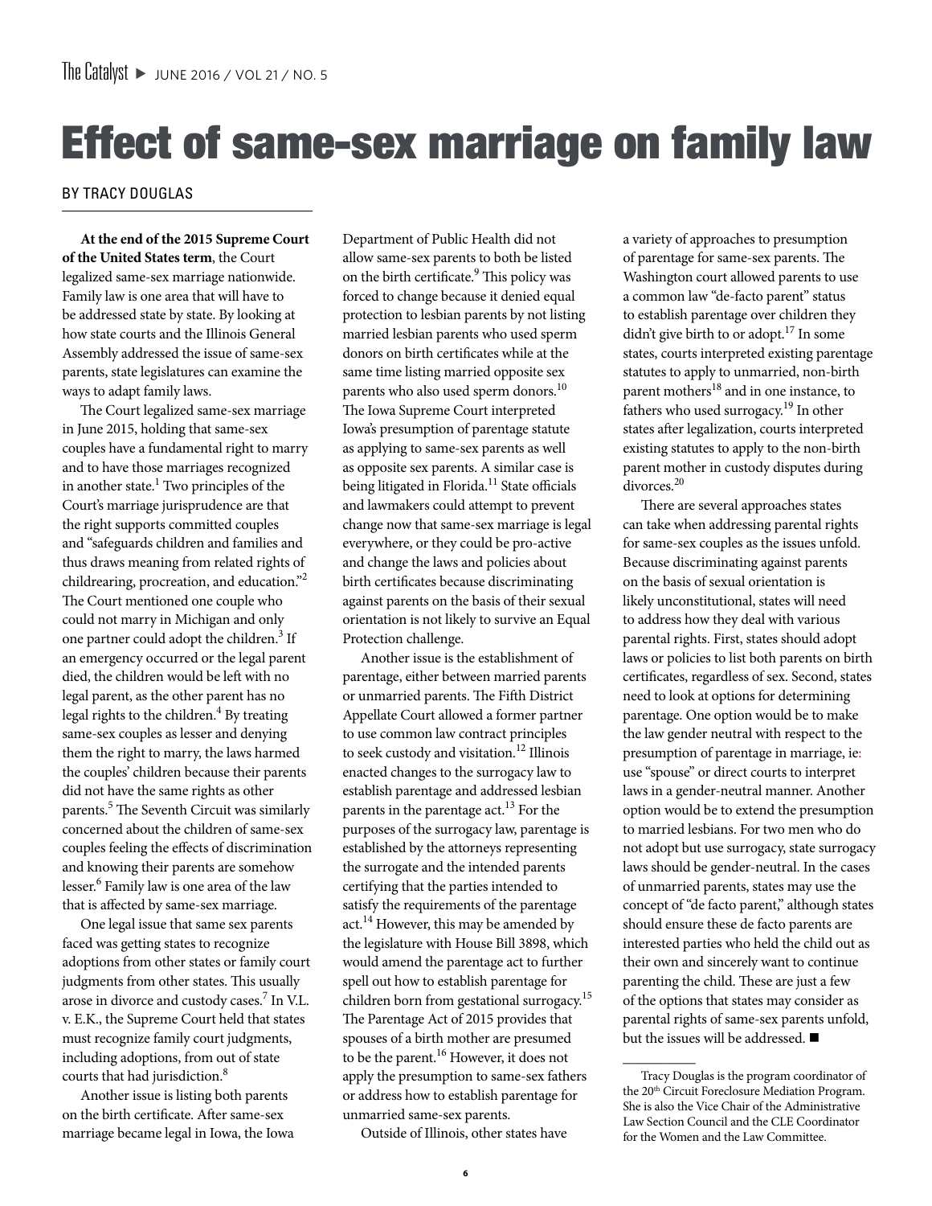# Effect of same-sex marriage on family law

BY TRACY DOUGLAS

**At the end of the 2015 Supreme Court of the United States term**, the Court legalized same-sex marriage nationwide. Family law is one area that will have to be addressed state by state. By looking at how state courts and the Illinois General Assembly addressed the issue of same-sex parents, state legislatures can examine the ways to adapt family laws.

The Court legalized same-sex marriage in June 2015, holding that same-sex couples have a fundamental right to marry and to have those marriages recognized in another state.[1] Two principles of the Court's marriage jurisprudence are that the right supports committed couples and "safeguards children and families and thus draws meaning from related rights of childrearing, procreation, and education."[2] The Court mentioned one couple who could not marry in Michigan and only one partner could adopt the children.[3] If an emergency occurred or the legal parent died, the children would be left with no legal parent, as the other parent has no legal rights to the children.[4] By treating same-sex couples as lesser and denying them the right to marry, the laws harmed the couples' children because their parents did not have the same rights as other parents.[5] The Seventh Circuit was similarly concerned about the children of same-sex couples feeling the effects of discrimination and knowing their parents are somehow lesser.[6] Family law is one area of the law that is affected by same-sex marriage.

One legal issue that same sex parents faced was getting states to recognize adoptions from other states or family court judgments from other states. This usually arose in divorce and custody cases.[7] In V.L. v. E.K., the Supreme Court held that states must recognize family court judgments, including adoptions, from out of state courts that had jurisdiction.[8]

Another issue is listing both parents on the birth certificate. After same-sex marriage became legal in Iowa, the Iowa Department of Public Health did not allow same-sex parents to both be listed on the birth certificate.[9] This policy was forced to change because it denied equal protection to lesbian parents by not listing married lesbian parents who used sperm donors on birth certificates while at the same time listing married opposite sex parents who also used sperm donors.[10] The Iowa Supreme Court interpreted Iowa's presumption of parentage statute as applying to same-sex parents as well as opposite sex parents. A similar case is being litigated in Florida.[11] State officials and lawmakers could attempt to prevent change now that same-sex marriage is legal everywhere, or they could be pro-active and change the laws and policies about birth certificates because discriminating against parents on the basis of their sexual orientation is not likely to survive an Equal Protection challenge.

Another issue is the establishment of parentage, either between married parents or unmarried parents. The Fifth District Appellate Court allowed a former partner to use common law contract principles to seek custody and visitation.[12] Illinois enacted changes to the surrogacy law to establish parentage and addressed lesbian parents in the parentage act.[13] For the purposes of the surrogacy law, parentage is established by the attorneys representing the surrogate and the intended parents certifying that the parties intended to satisfy the requirements of the parentage act.[14] However, this may be amended by the legislature with House Bill 3898, which would amend the parentage act to further spell out how to establish parentage for children born from gestational surrogacy.[15] The Parentage Act of 2015 provides that spouses of a birth mother are presumed to be the parent.[16] However, it does not apply the presumption to same-sex fathers or address how to establish parentage for unmarried same-sex parents.

Outside of Illinois, other states have a variety of approaches to presumption of parentage for same-sex parents. The Washington court allowed parents to use a common law "de-facto parent" status to establish parentage over children they didn't give birth to or adopt.[17] In some states, courts interpreted existing parentage statutes to apply to unmarried, non-birth parent mothers[18] and in one instance, to fathers who used surrogacy.[19] In other states after legalization, courts interpreted existing statutes to apply to the non-birth parent mother in custody disputes during divorces.[20]

There are several approaches states can take when addressing parental rights for same-sex couples as the issues unfold. Because discriminating against parents on the basis of sexual orientation is likely unconstitutional, states will need to address how they deal with various parental rights. First, states should adopt laws or policies to list both parents on birth certificates, regardless of sex. Second, states need to look at options for determining parentage. One option would be to make the law gender neutral with respect to the presumption of parentage in marriage, ie: use "spouse" or direct courts to interpret laws in a gender-neutral manner. Another option would be to extend the presumption to married lesbians. For two men who do not adopt but use surrogacy, state surrogacy laws should be gender-neutral. In the cases of unmarried parents, states may use the concept of "de facto parent," although states should ensure these de facto parents are interested parties who held the child out as their own and sincerely want to continue parenting the child. These are just a few of the options that states may consider as parental rights of same-sex parents unfold, but the issues will be addressed. ■

---

Tracy Douglas is the program coordinator of the 20th Circuit Foreclosure Mediation Program. She is also the Vice Chair of the Administrative Law Section Council and the CLE Coordinator for the Women and the Law Committee.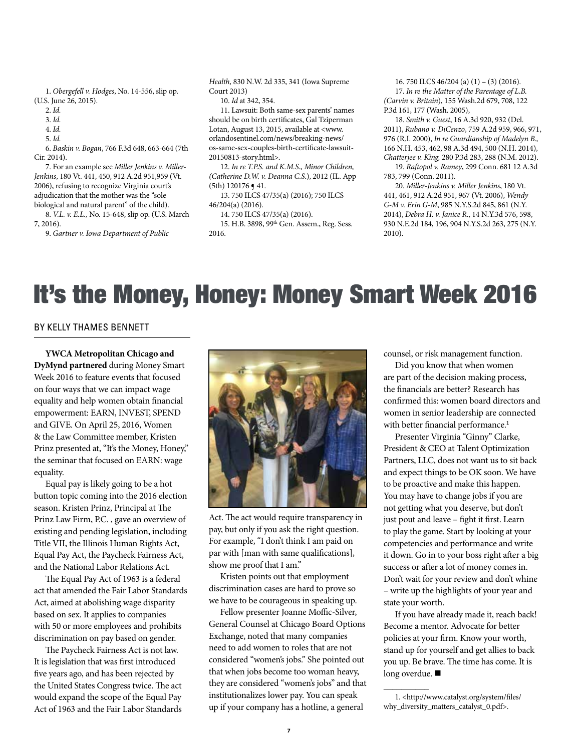1. *Obergefell v. Hodges*, No. 14-556, slip op. (U.S. June 26, 2015).

2. *Id.*

3. *Id.*

4. *Id.*

5. *Id.*

6. *Baskin v. Bogan*, 766 F.3d 648, 663-664 (7th Cir. 2014).

7. For an example see *Miller Jenkins v. Miller-Jenkins*, 180 Vt. 441, 450, 912 A.2d 951,959 (Vt. 2006), refusing to recognize Virginia court's adjudication that the mother was the "sole biological and natural parent" of the child).

8. *V.L. v. E.L.,* No. 15-648, slip op. (U.S. March 7, 2016).

9. *Gartner v. Iowa Department of Public Health,* 830 N.W. 2d 335, 341 (Iowa Supreme Court 2013)

10. *Id* at 342, 354.

11. Lawsuit: Both same-sex parents' names should be on birth certificates, Gal Tziperman Lotan, August 13, 2015, available at <www.orlandosentinel.com/news/breaking-news/os-same-sex-couples-birth-certificate-lawsuit-20150813-story.html>.

12. *In re T.P.S. and K.M.S., Minor Children, (Catherine D.W. v. Deanna C.S.)*, 2012 (IL. App (5th) 120176 ¶ 41.

13. 750 ILCS 47/35(a) (2016); 750 ILCS 46/204(a) (2016).

14. 750 ILCS 47/35(a) (2016).

15. H.B. 3898, 99th Gen. Assem., Reg. Sess. 2016.

16. 750 ILCS 46/204 (a) (1) – (3) (2016).

17. *In re the Matter of the Parentage of L.B. (Carvin v. Britain)*, 155 Wash.2d 679, 708, 122 P.3d 161, 177 (Wash. 2005),

18. *Smith v. Guest*, 16 A.3d 920, 932 (Del. 2011), *Rubano v. DiCenzo*, 759 A.2d 959, 966, 971, 976 (R.I. 2000), *In re Guardianship of Madelyn B.,* 166 N.H. 453, 462, 98 A.3d 494, 500 (N.H. 2014), *Chatterjee v. King,* 280 P.3d 283, 288 (N.M. 2012).

19. *Raftopol v. Ramey*, 299 Conn. 681 12 A.3d 783, 799 (Conn. 2011).

20. *Miller-Jenkins v. Miller Jenkins*, 180 Vt. 441, 461, 912 A.2d 951, 967 (Vt. 2006), *Wendy G-M v. Erin G-M*, 985 N.Y.S.2d 845, 861 (N.Y. 2014), *Debra H. v. Janice R.*, 14 N.Y.3d 576, 598, 930 N.E.2d 184, 196, 904 N.Y.S.2d 263, 275 (N.Y. 2010).

# It's the Money, Honey: Money Smart Week 2016

BY KELLY THAMES BENNETT

**YWCA Metropolitan Chicago and DyMynd partnered** during Money Smart Week 2016 to feature events that focused on four ways that we can impact wage equality and help women obtain financial empowerment: EARN, INVEST, SPEND and GIVE. On April 25, 2016, Women & the Law Committee member, Kristen Prinz presented at, "It's the Money, Honey," the seminar that focused on EARN: wage equality.

Equal pay is likely going to be a hot button topic coming into the 2016 election season. Kristen Prinz, Principal at The Prinz Law Firm, P.C. , gave an overview of existing and pending legislation, including Title VII, the Illinois Human Rights Act, Equal Pay Act, the Paycheck Fairness Act, and the National Labor Relations Act.

The Equal Pay Act of 1963 is a federal act that amended the Fair Labor Standards Act, aimed at abolishing wage disparity based on sex. It applies to companies with 50 or more employees and prohibits discrimination on pay based on gender.

The Paycheck Fairness Act is not law. It is legislation that was first introduced five years ago, and has been rejected by the United States Congress twice. The act would expand the scope of the Equal Pay Act of 1963 and the Fair Labor Standards Act. The act would require transparency in pay, but only if you ask the right question. For example, "I don't think I am paid on par with [man with same qualifications], show me proof that I am."

Kristen points out that employment discrimination cases are hard to prove so we have to be courageous in speaking up.

Fellow presenter Joanne Moffic-Silver, General Counsel at Chicago Board Options Exchange, noted that many companies need to add women to roles that are not considered "women's jobs." She pointed out that when jobs become too woman heavy, they are considered "women's jobs" and that institutionalizes lower pay. You can speak up if your company has a hotline, a general counsel, or risk management function.

Did you know that when women are part of the decision making process, the financials are better? Research has confirmed this: women board directors and women in senior leadership are connected with better financial performance.[1]

Presenter Virginia "Ginny" Clarke, President & CEO at Talent Optimization Partners, LLC, does not want us to sit back and expect things to be OK soon. We have to be proactive and make this happen. You may have to change jobs if you are not getting what you deserve, but don't just pout and leave – fight it first. Learn to play the game. Start by looking at your competencies and performance and write it down. Go in to your boss right after a big success or after a lot of money comes in. Don't wait for your review and don't whine – write up the highlights of your year and state your worth.

If you have already made it, reach back! Become a mentor. Advocate for better policies at your firm. Know your worth, stand up for yourself and get allies to back you up. Be brave. The time has come. It is long overdue. ■

---

1. <http://www.catalyst.org/system/files/why_diversity_matters_catalyst_0.pdf>.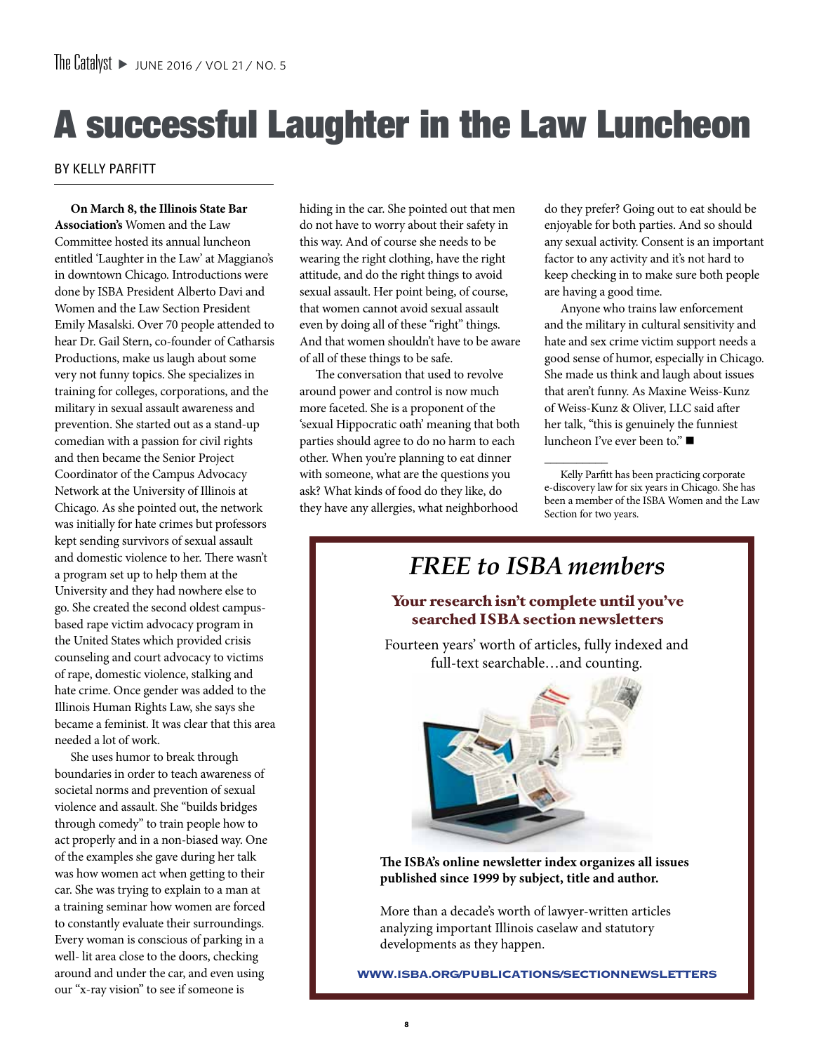# A successful Laughter in the Law Luncheon

BY KELLY PARFITT

**On March 8, the Illinois State Bar Association's** Women and the Law Committee hosted its annual luncheon entitled 'Laughter in the Law' at Maggiano's in downtown Chicago. Introductions were done by ISBA President Alberto Davi and Women and the Law Section President Emily Masalski. Over 70 people attended to hear Dr. Gail Stern, co-founder of Catharsis Productions, make us laugh about some very not funny topics. She specializes in training for colleges, corporations, and the military in sexual assault awareness and prevention. She started out as a stand-up comedian with a passion for civil rights and then became the Senior Project Coordinator of the Campus Advocacy Network at the University of Illinois at Chicago. As she pointed out, the network was initially for hate crimes but professors kept sending survivors of sexual assault and domestic violence to her. There wasn't a program set up to help them at the University and they had nowhere else to go. She created the second oldest campus-based rape victim advocacy program in the United States which provided crisis counseling and court advocacy to victims of rape, domestic violence, stalking and hate crime. Once gender was added to the Illinois Human Rights Law, she says she became a feminist. It was clear that this area needed a lot of work.

She uses humor to break through boundaries in order to teach awareness of societal norms and prevention of sexual violence and assault. She "builds bridges through comedy" to train people how to act properly and in a non-biased way. One of the examples she gave during her talk was how women act when getting to their car. She was trying to explain to a man at a training seminar how women are forced to constantly evaluate their surroundings. Every woman is conscious of parking in a well- lit area close to the doors, checking around and under the car, and even using our "x-ray vision" to see if someone is hiding in the car. She pointed out that men do not have to worry about their safety in this way. And of course she needs to be wearing the right clothing, have the right attitude, and do the right things to avoid sexual assault. Her point being, of course, that women cannot avoid sexual assault even by doing all of these "right" things. And that women shouldn't have to be aware of all of these things to be safe.

The conversation that used to revolve around power and control is now much more faceted. She is a proponent of the 'sexual Hippocratic oath' meaning that both parties should agree to do no harm to each other. When you're planning to eat dinner with someone, what are the questions you ask? What kinds of food do they like, do they have any allergies, what neighborhood do they prefer? Going out to eat should be enjoyable for both parties. And so should any sexual activity. Consent is an important factor to any activity and it's not hard to keep checking in to make sure both people are having a good time.

Anyone who trains law enforcement and the military in cultural sensitivity and hate and sex crime victim support needs a good sense of humor, especially in Chicago. She made us think and laugh about issues that aren't funny. As Maxine Weiss-Kunz of Weiss-Kunz & Oliver, LLC said after her talk, "this is genuinely the funniest luncheon I've ever been to." ■

---

Kelly Parfitt has been practicing corporate e-discovery law for six years in Chicago. She has been a member of the ISBA Women and the Law Section for two years.

---

## *FREE to ISBA members*

**Your research isn't complete until you've searched ISBA section newsletters**

Fourteen years' worth of articles, fully indexed and full-text searchable…and counting.

**The ISBA's online newsletter index organizes all issues published since 1999 by subject, title and author.**

More than a decade's worth of lawyer-written articles analyzing important Illinois caselaw and statutory developments as they happen.

**WWW.ISBA.ORG/PUBLICATIONS/SECTIONNEWSLETTERS**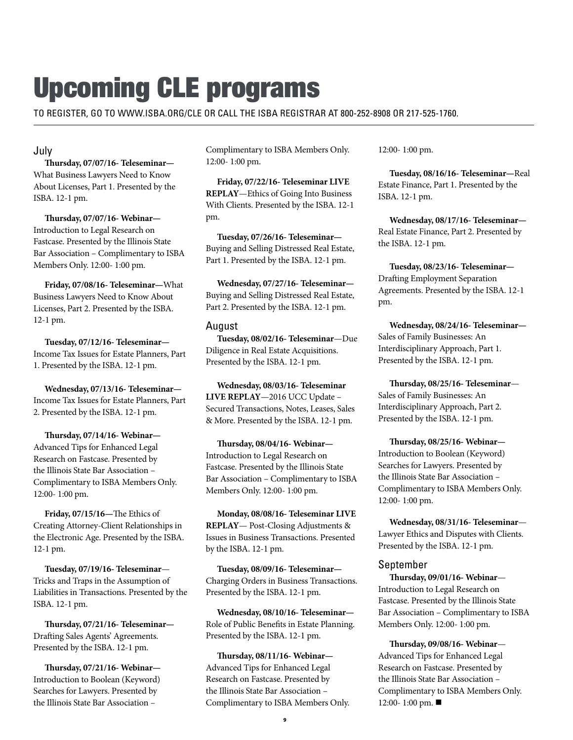# Upcoming CLE programs

TO REGISTER, GO TO WWW.ISBA.ORG/CLE OR CALL THE ISBA REGISTRAR AT 800-252-8908 OR 217-525-1760.

## July

**Thursday, 07/07/16- Teleseminar—** What Business Lawyers Need to Know About Licenses, Part 1. Presented by the ISBA. 12-1 pm.

**Thursday, 07/07/16- Webinar—** Introduction to Legal Research on Fastcase. Presented by the Illinois State Bar Association – Complimentary to ISBA Members Only. 12:00- 1:00 pm.

**Friday, 07/08/16- Teleseminar—**What Business Lawyers Need to Know About Licenses, Part 2. Presented by the ISBA. 12-1 pm.

**Tuesday, 07/12/16- Teleseminar—** Income Tax Issues for Estate Planners, Part 1. Presented by the ISBA. 12-1 pm.

**Wednesday, 07/13/16- Teleseminar—** Income Tax Issues for Estate Planners, Part 2. Presented by the ISBA. 12-1 pm.

**Thursday, 07/14/16- Webinar—** Advanced Tips for Enhanced Legal Research on Fastcase. Presented by the Illinois State Bar Association – Complimentary to ISBA Members Only. 12:00- 1:00 pm.

**Friday, 07/15/16—**The Ethics of Creating Attorney-Client Relationships in the Electronic Age. Presented by the ISBA. 12-1 pm.

**Tuesday, 07/19/16- Teleseminar**— Tricks and Traps in the Assumption of Liabilities in Transactions. Presented by the ISBA. 12-1 pm.

**Thursday, 07/21/16- Teleseminar—** Drafting Sales Agents' Agreements. Presented by the ISBA. 12-1 pm.

**Thursday, 07/21/16- Webinar—** Introduction to Boolean (Keyword) Searches for Lawyers. Presented by the Illinois State Bar Association – Complimentary to ISBA Members Only. 12:00- 1:00 pm.

**Friday, 07/22/16- Teleseminar LIVE REPLAY**—Ethics of Going Into Business With Clients. Presented by the ISBA. 12-1 pm.

**Tuesday, 07/26/16- Teleseminar—** Buying and Selling Distressed Real Estate, Part 1. Presented by the ISBA. 12-1 pm.

**Wednesday, 07/27/16- Teleseminar—** Buying and Selling Distressed Real Estate, Part 2. Presented by the ISBA. 12-1 pm.

## August

**Tuesday, 08/02/16- Teleseminar**—Due Diligence in Real Estate Acquisitions. Presented by the ISBA. 12-1 pm.

**Wednesday, 08/03/16- Teleseminar LIVE REPLAY**—2016 UCC Update – Secured Transactions, Notes, Leases, Sales & More. Presented by the ISBA. 12-1 pm.

**Thursday, 08/04/16- Webinar—** Introduction to Legal Research on Fastcase. Presented by the Illinois State Bar Association – Complimentary to ISBA Members Only. 12:00- 1:00 pm.

**Monday, 08/08/16- Teleseminar LIVE REPLAY**— Post-Closing Adjustments & Issues in Business Transactions. Presented by the ISBA. 12-1 pm.

**Tuesday, 08/09/16- Teleseminar—** Charging Orders in Business Transactions. Presented by the ISBA. 12-1 pm.

**Wednesday, 08/10/16- Teleseminar—** Role of Public Benefits in Estate Planning. Presented by the ISBA. 12-1 pm.

**Thursday, 08/11/16- Webinar—** Advanced Tips for Enhanced Legal Research on Fastcase. Presented by the Illinois State Bar Association – Complimentary to ISBA Members Only. 12:00- 1:00 pm.

**Tuesday, 08/16/16- Teleseminar—**Real Estate Finance, Part 1. Presented by the ISBA. 12-1 pm.

**Wednesday, 08/17/16- Teleseminar—** Real Estate Finance, Part 2. Presented by the ISBA. 12-1 pm.

**Tuesday, 08/23/16- Teleseminar—** Drafting Employment Separation Agreements. Presented by the ISBA. 12-1 pm.

**Wednesday, 08/24/16- Teleseminar—** Sales of Family Businesses: An Interdisciplinary Approach, Part 1. Presented by the ISBA. 12-1 pm.

**Thursday, 08/25/16- Teleseminar**— Sales of Family Businesses: An Interdisciplinary Approach, Part 2. Presented by the ISBA. 12-1 pm.

**Thursday, 08/25/16- Webinar—** Introduction to Boolean (Keyword) Searches for Lawyers. Presented by the Illinois State Bar Association – Complimentary to ISBA Members Only. 12:00- 1:00 pm.

**Wednesday, 08/31/16- Teleseminar**— Lawyer Ethics and Disputes with Clients. Presented by the ISBA. 12-1 pm.

## September

**Thursday, 09/01/16- Webinar**— Introduction to Legal Research on Fastcase. Presented by the Illinois State Bar Association – Complimentary to ISBA Members Only. 12:00- 1:00 pm.

**Thursday, 09/08/16- Webinar**— Advanced Tips for Enhanced Legal Research on Fastcase. Presented by the Illinois State Bar Association – Complimentary to ISBA Members Only. 12:00- 1:00 pm. ■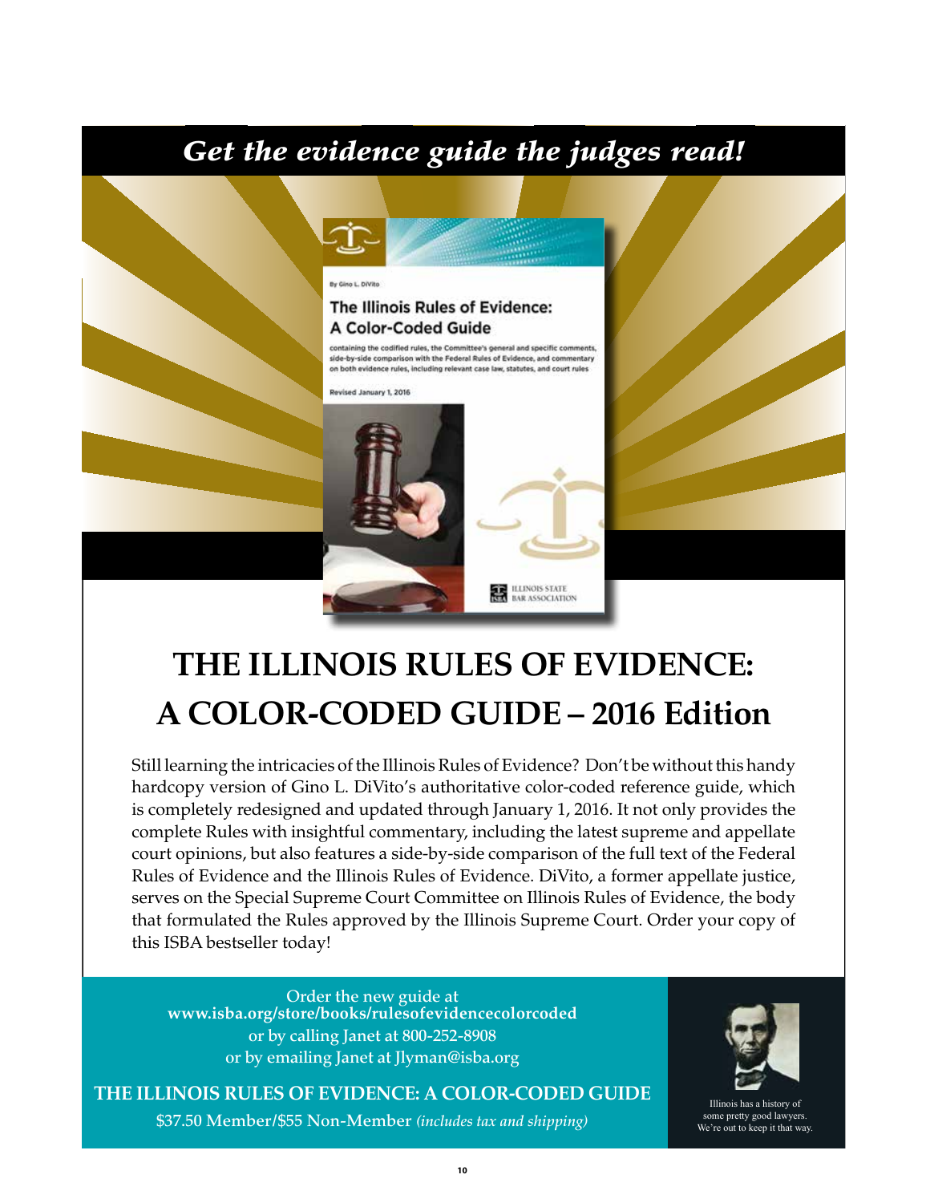*Get the evidence guide the judges read!*

By Gino L. DiVito

The Illinois Rules of Evidence: A Color-Coded Guide

containing the codified rules, the Committee's general and specific comments, side-by-side comparison with the Federal Rules of Evidence, and commentary on both evidence rules, including relevant case law, statutes, and court rules

Revised January 1, 2016

ILLINOIS STATE BAR ASSOCIATION

# THE ILLINOIS RULES OF EVIDENCE: A COLOR-CODED GUIDE – 2016 Edition

Still learning the intricacies of the Illinois Rules of Evidence? Don't be without this handy hardcopy version of Gino L. DiVito's authoritative color-coded reference guide, which is completely redesigned and updated through January 1, 2016. It not only provides the complete Rules with insightful commentary, including the latest supreme and appellate court opinions, but also features a side-by-side comparison of the full text of the Federal Rules of Evidence and the Illinois Rules of Evidence. DiVito, a former appellate justice, serves on the Special Supreme Court Committee on Illinois Rules of Evidence, the body that formulated the Rules approved by the Illinois Supreme Court. Order your copy of this ISBA bestseller today!

Order the new guide at
**www.isba.org/store/books/rulesofevidencecolorcoded**
or by calling Janet at 800-252-8908
or by emailing Janet at Jlyman@isba.org

**THE ILLINOIS RULES OF EVIDENCE: A COLOR-CODED GUIDE**

$37.50 Member/$55 Non-Member *(includes tax and shipping)*

Illinois has a history of some pretty good lawyers. We're out to keep it that way.